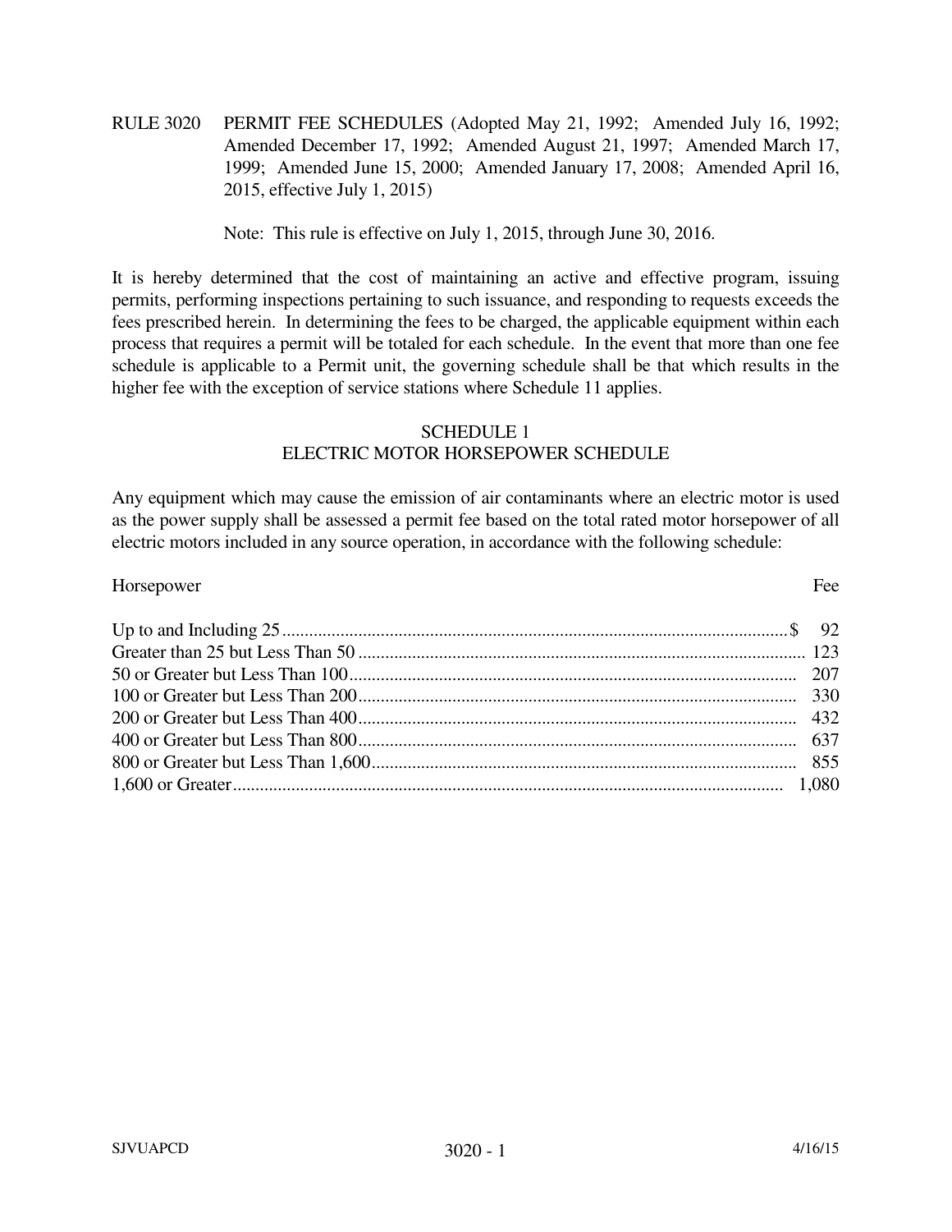RULE 3020 PERMIT FEE SCHEDULES (Adopted May 21, 1992; Amended July 16, 1992; Amended December 17, 1992; Amended August 21, 1997; Amended March 17, 1999; Amended June 15, 2000; Amended January 17, 2008; Amended April 16, 2015, effective July 1, 2015)

Note: This rule is effective on July 1, 2015, through June 30, 2016.

It is hereby determined that the cost of maintaining an active and effective program, issuing permits, performing inspections pertaining to such issuance, and responding to requests exceeds the fees prescribed herein. In determining the fees to be charged, the applicable equipment within each process that requires a permit will be totaled for each schedule. In the event that more than one fee schedule is applicable to a Permit unit, the governing schedule shall be that which results in the higher fee with the exception of service stations where Schedule 11 applies.

## SCHEDULE 1
## ELECTRIC MOTOR HORSEPOWER SCHEDULE

Any equipment which may cause the emission of air contaminants where an electric motor is used as the power supply shall be assessed a permit fee based on the total rated motor horsepower of all electric motors included in any source operation, in accordance with the following schedule:

| Horsepower | Fee |
|---|---|
| Up to and Including 25 | $ 92 |
| Greater than 25 but Less Than 50 | 123 |
| 50 or Greater but Less Than 100 | 207 |
| 100 or Greater but Less Than 200 | 330 |
| 200 or Greater but Less Than 400 | 432 |
| 400 or Greater but Less Than 800 | 637 |
| 800 or Greater but Less Than 1,600 | 855 |
| 1,600 or Greater | 1,080 |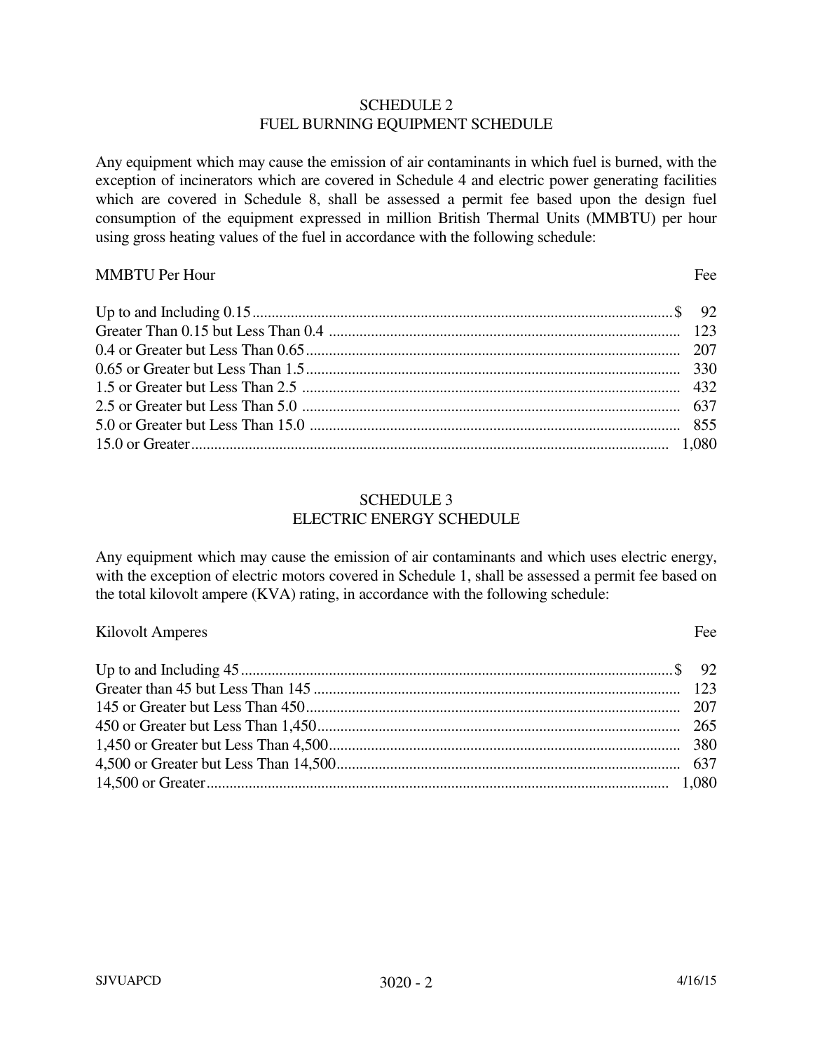## SCHEDULE 2
## FUEL BURNING EQUIPMENT SCHEDULE

Any equipment which may cause the emission of air contaminants in which fuel is burned, with the exception of incinerators which are covered in Schedule 4 and electric power generating facilities which are covered in Schedule 8, shall be assessed a permit fee based upon the design fuel consumption of the equipment expressed in million British Thermal Units (MMBTU) per hour using gross heating values of the fuel in accordance with the following schedule:

| MMBTU Per Hour | Fee |
|---|---|
| Up to and Including 0.15 | $ 92 |
| Greater Than 0.15 but Less Than 0.4 | 123 |
| 0.4 or Greater but Less Than 0.65 | 207 |
| 0.65 or Greater but Less Than 1.5 | 330 |
| 1.5 or Greater but Less Than 2.5 | 432 |
| 2.5 or Greater but Less Than 5.0 | 637 |
| 5.0 or Greater but Less Than 15.0 | 855 |
| 15.0 or Greater | 1,080 |

## SCHEDULE 3
## ELECTRIC ENERGY SCHEDULE

Any equipment which may cause the emission of air contaminants and which uses electric energy, with the exception of electric motors covered in Schedule 1, shall be assessed a permit fee based on the total kilovolt ampere (KVA) rating, in accordance with the following schedule:

| Kilovolt Amperes | Fee |
|---|---|
| Up to and Including 45 | $ 92 |
| Greater than 45 but Less Than 145 | 123 |
| 145 or Greater but Less Than 450 | 207 |
| 450 or Greater but Less Than 1,450 | 265 |
| 1,450 or Greater but Less Than 4,500 | 380 |
| 4,500 or Greater but Less Than 14,500 | 637 |
| 14,500 or Greater | 1,080 |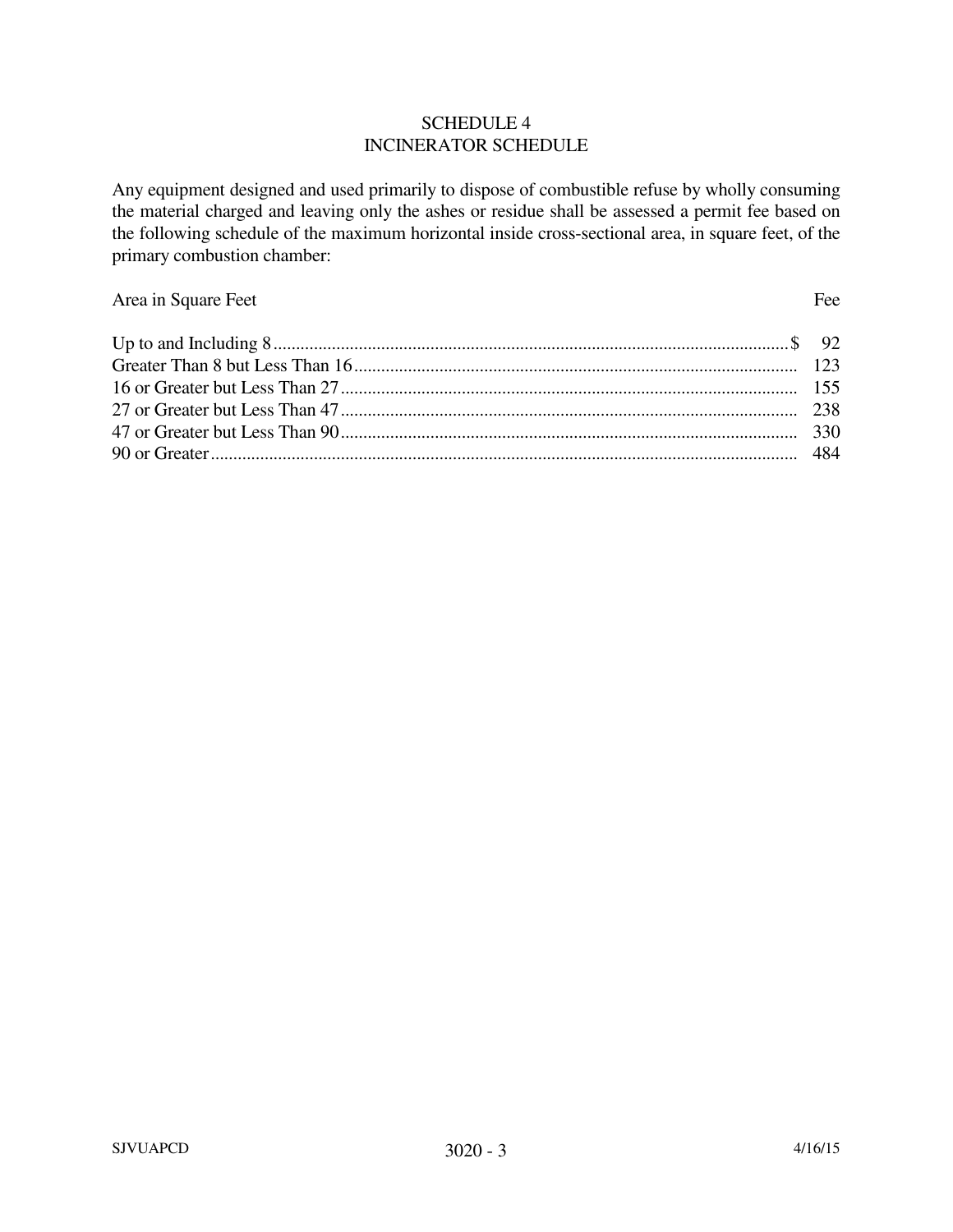# SCHEDULE 4
## INCINERATOR SCHEDULE

Any equipment designed and used primarily to dispose of combustible refuse by wholly consuming the material charged and leaving only the ashes or residue shall be assessed a permit fee based on the following schedule of the maximum horizontal inside cross-sectional area, in square feet, of the primary combustion chamber:

| Area in Square Feet | Fee |
|---|---|
| Up to and Including 8 | $ 92 |
| Greater Than 8 but Less Than 16 | 123 |
| 16 or Greater but Less Than 27 | 155 |
| 27 or Greater but Less Than 47 | 238 |
| 47 or Greater but Less Than 90 | 330 |
| 90 or Greater | 484 |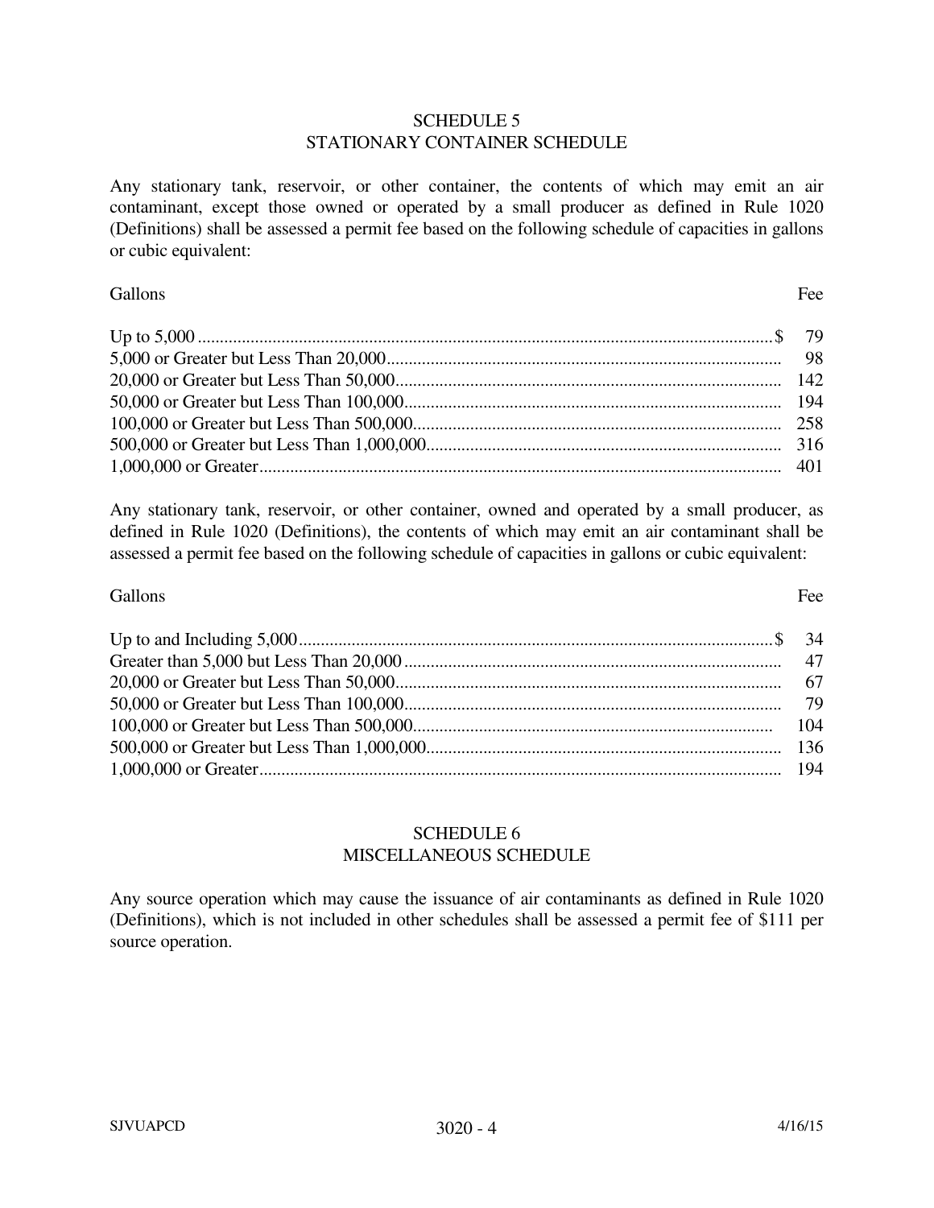## SCHEDULE 5
## STATIONARY CONTAINER SCHEDULE

Any stationary tank, reservoir, or other container, the contents of which may emit an air contaminant, except those owned or operated by a small producer as defined in Rule 1020 (Definitions) shall be assessed a permit fee based on the following schedule of capacities in gallons or cubic equivalent:

| Gallons | Fee |
|---|---|
| Up to 5,000 | $ 79 |
| 5,000 or Greater but Less Than 20,000 | 98 |
| 20,000 or Greater but Less Than 50,000 | 142 |
| 50,000 or Greater but Less Than 100,000 | 194 |
| 100,000 or Greater but Less Than 500,000 | 258 |
| 500,000 or Greater but Less Than 1,000,000 | 316 |
| 1,000,000 or Greater | 401 |

Any stationary tank, reservoir, or other container, owned and operated by a small producer, as defined in Rule 1020 (Definitions), the contents of which may emit an air contaminant shall be assessed a permit fee based on the following schedule of capacities in gallons or cubic equivalent:

| Gallons | Fee |
|---|---|
| Up to and Including 5,000 | $ 34 |
| Greater than 5,000 but Less Than 20,000 | 47 |
| 20,000 or Greater but Less Than 50,000 | 67 |
| 50,000 or Greater but Less Than 100,000 | 79 |
| 100,000 or Greater but Less Than 500,000 | 104 |
| 500,000 or Greater but Less Than 1,000,000 | 136 |
| 1,000,000 or Greater | 194 |

## SCHEDULE 6
## MISCELLANEOUS SCHEDULE

Any source operation which may cause the issuance of air contaminants as defined in Rule 1020 (Definitions), which is not included in other schedules shall be assessed a permit fee of $111 per source operation.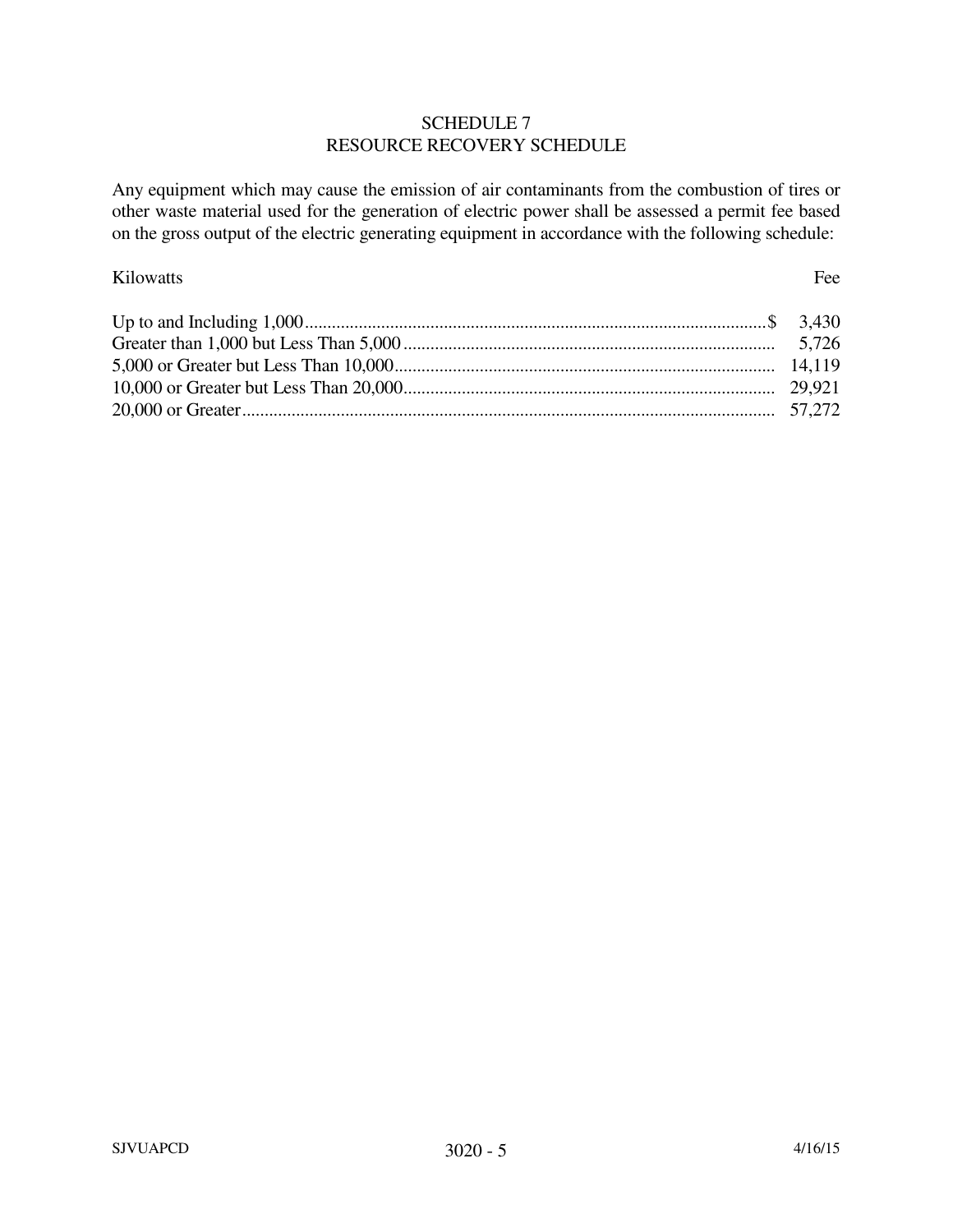## SCHEDULE 7
## RESOURCE RECOVERY SCHEDULE

Any equipment which may cause the emission of air contaminants from the combustion of tires or other waste material used for the generation of electric power shall be assessed a permit fee based on the gross output of the electric generating equipment in accordance with the following schedule:

| Kilowatts | Fee |
|---|---|
| Up to and Including 1,000 | $ 3,430 |
| Greater than 1,000 but Less Than 5,000 | 5,726 |
| 5,000 or Greater but Less Than 10,000 | 14,119 |
| 10,000 or Greater but Less Than 20,000 | 29,921 |
| 20,000 or Greater | 57,272 |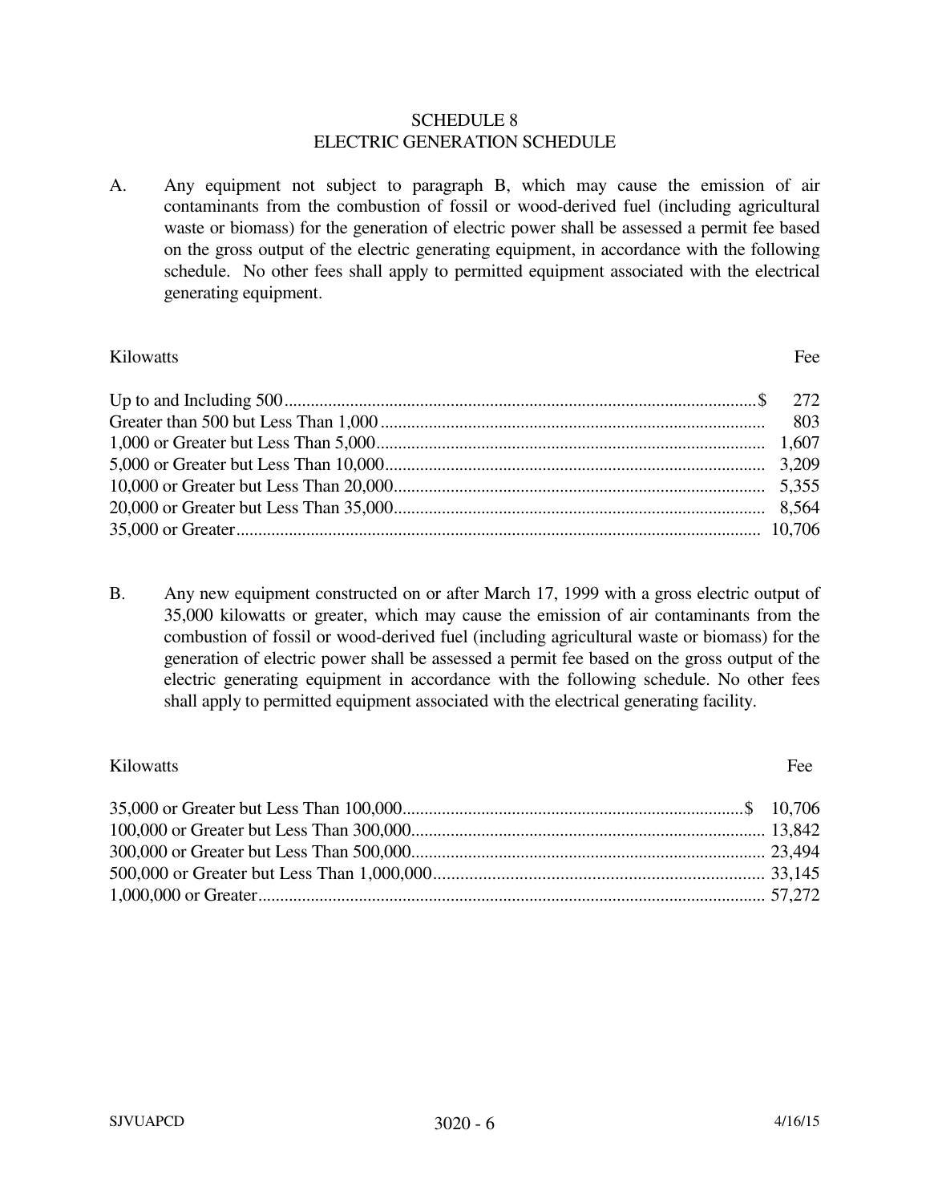# SCHEDULE 8
## ELECTRIC GENERATION SCHEDULE

A. Any equipment not subject to paragraph B, which may cause the emission of air contaminants from the combustion of fossil or wood-derived fuel (including agricultural waste or biomass) for the generation of electric power shall be assessed a permit fee based on the gross output of the electric generating equipment, in accordance with the following schedule. No other fees shall apply to permitted equipment associated with the electrical generating equipment.

| Kilowatts | Fee |
|---|---|
| Up to and Including 500 | $ 272 |
| Greater than 500 but Less Than 1,000 | 803 |
| 1,000 or Greater but Less Than 5,000 | 1,607 |
| 5,000 or Greater but Less Than 10,000 | 3,209 |
| 10,000 or Greater but Less Than 20,000 | 5,355 |
| 20,000 or Greater but Less Than 35,000 | 8,564 |
| 35,000 or Greater | 10,706 |

B. Any new equipment constructed on or after March 17, 1999 with a gross electric output of 35,000 kilowatts or greater, which may cause the emission of air contaminants from the combustion of fossil or wood-derived fuel (including agricultural waste or biomass) for the generation of electric power shall be assessed a permit fee based on the gross output of the electric generating equipment in accordance with the following schedule. No other fees shall apply to permitted equipment associated with the electrical generating facility.

| Kilowatts | Fee |
|---|---|
| 35,000 or Greater but Less Than 100,000 | $ 10,706 |
| 100,000 or Greater but Less Than 300,000 | 13,842 |
| 300,000 or Greater but Less Than 500,000 | 23,494 |
| 500,000 or Greater but Less Than 1,000,000 | 33,145 |
| 1,000,000 or Greater | 57,272 |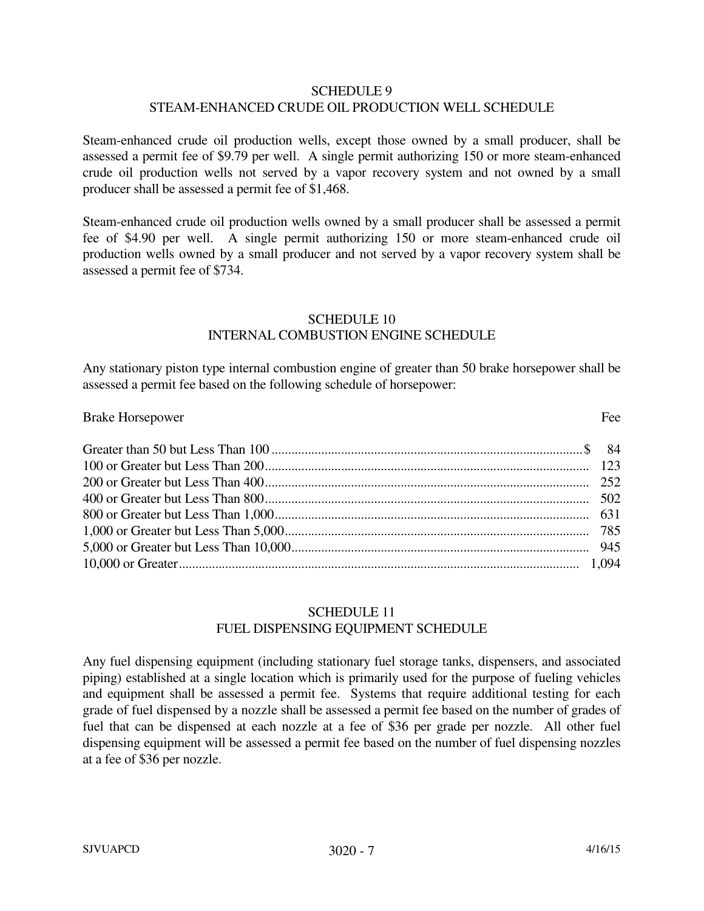## SCHEDULE 9
## STEAM-ENHANCED CRUDE OIL PRODUCTION WELL SCHEDULE

Steam-enhanced crude oil production wells, except those owned by a small producer, shall be assessed a permit fee of $9.79 per well. A single permit authorizing 150 or more steam-enhanced crude oil production wells not served by a vapor recovery system and not owned by a small producer shall be assessed a permit fee of $1,468.

Steam-enhanced crude oil production wells owned by a small producer shall be assessed a permit fee of $4.90 per well. A single permit authorizing 150 or more steam-enhanced crude oil production wells owned by a small producer and not served by a vapor recovery system shall be assessed a permit fee of $734.

## SCHEDULE 10
## INTERNAL COMBUSTION ENGINE SCHEDULE

Any stationary piston type internal combustion engine of greater than 50 brake horsepower shall be assessed a permit fee based on the following schedule of horsepower:

| Brake Horsepower | Fee |
|---|---|
| Greater than 50 but Less Than 100 | $ 84 |
| 100 or Greater but Less Than 200 | 123 |
| 200 or Greater but Less Than 400 | 252 |
| 400 or Greater but Less Than 800 | 502 |
| 800 or Greater but Less Than 1,000 | 631 |
| 1,000 or Greater but Less Than 5,000 | 785 |
| 5,000 or Greater but Less Than 10,000 | 945 |
| 10,000 or Greater | 1,094 |

## SCHEDULE 11
## FUEL DISPENSING EQUIPMENT SCHEDULE

Any fuel dispensing equipment (including stationary fuel storage tanks, dispensers, and associated piping) established at a single location which is primarily used for the purpose of fueling vehicles and equipment shall be assessed a permit fee. Systems that require additional testing for each grade of fuel dispensed by a nozzle shall be assessed a permit fee based on the number of grades of fuel that can be dispensed at each nozzle at a fee of $36 per grade per nozzle. All other fuel dispensing equipment will be assessed a permit fee based on the number of fuel dispensing nozzles at a fee of $36 per nozzle.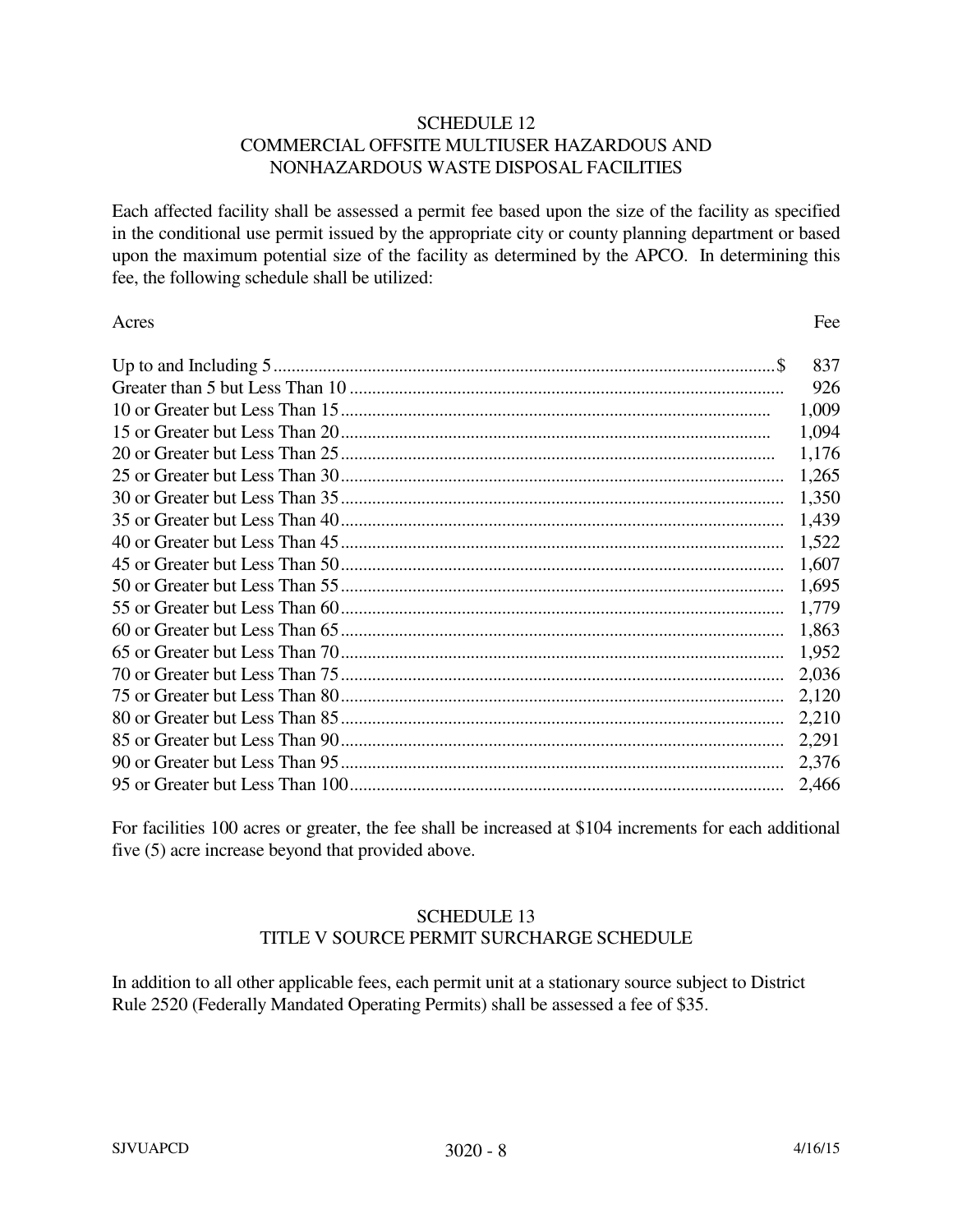## SCHEDULE 12
## COMMERCIAL OFFSITE MULTIUSER HAZARDOUS AND NONHAZARDOUS WASTE DISPOSAL FACILITIES

Each affected facility shall be assessed a permit fee based upon the size of the facility as specified in the conditional use permit issued by the appropriate city or county planning department or based upon the maximum potential size of the facility as determined by the APCO. In determining this fee, the following schedule shall be utilized:

| Acres | Fee |
|---|---|
| Up to and Including 5 | $ 837 |
| Greater than 5 but Less Than 10 | 926 |
| 10 or Greater but Less Than 15 | 1,009 |
| 15 or Greater but Less Than 20 | 1,094 |
| 20 or Greater but Less Than 25 | 1,176 |
| 25 or Greater but Less Than 30 | 1,265 |
| 30 or Greater but Less Than 35 | 1,350 |
| 35 or Greater but Less Than 40 | 1,439 |
| 40 or Greater but Less Than 45 | 1,522 |
| 45 or Greater but Less Than 50 | 1,607 |
| 50 or Greater but Less Than 55 | 1,695 |
| 55 or Greater but Less Than 60 | 1,779 |
| 60 or Greater but Less Than 65 | 1,863 |
| 65 or Greater but Less Than 70 | 1,952 |
| 70 or Greater but Less Than 75 | 2,036 |
| 75 or Greater but Less Than 80 | 2,120 |
| 80 or Greater but Less Than 85 | 2,210 |
| 85 or Greater but Less Than 90 | 2,291 |
| 90 or Greater but Less Than 95 | 2,376 |
| 95 or Greater but Less Than 100 | 2,466 |

For facilities 100 acres or greater, the fee shall be increased at $104 increments for each additional five (5) acre increase beyond that provided above.

## SCHEDULE 13
## TITLE V SOURCE PERMIT SURCHARGE SCHEDULE

In addition to all other applicable fees, each permit unit at a stationary source subject to District Rule 2520 (Federally Mandated Operating Permits) shall be assessed a fee of $35.